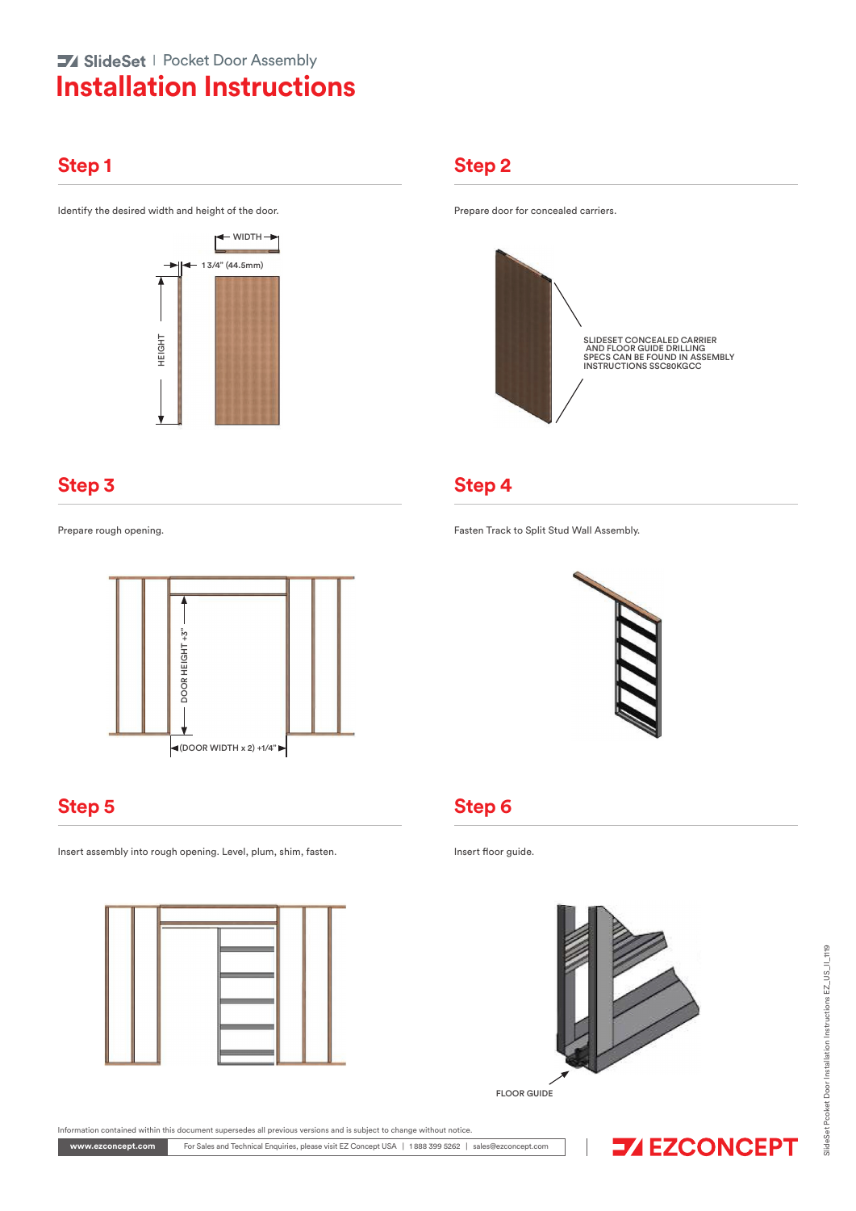SlideSet | Pocket Door Assembly

# Installation Instructions

## Step 1

Identify the desired width and height of the door.

WIDTH

1 3/4" (44.5mm)

HEIGHT

## Step 2

Prepare door for concealed carriers.

SLIDESET CONCEALED CARRIER AND FLOOR GUIDE DRILLING SPECS CAN BE FOUND IN ASSEMBLY INSTRUCTIONS SSC80KGCC

## Step 3

Prepare rough opening.

DOOR HEIGHT +3"

(DOOR WIDTH x 2) +1/4"

## Step 4

Fasten Track to Split Stud Wall Assembly.

## Step 5

Insert assembly into rough opening. Level, plum, shim, fasten.

## Step 6

Insert floor guide.

FLOOR GUIDE

Information contained within this document supersedes all previous versions and is subject to change without notice.

www.ezconcept.com | For Sales and Technical Enquiries, please visit EZ Concept USA | 1 888 399 5262 | sales@ezconcept.com

EZCONCEPT

SlideSet Pocket Door Installation Instructions EZ_US_II_1119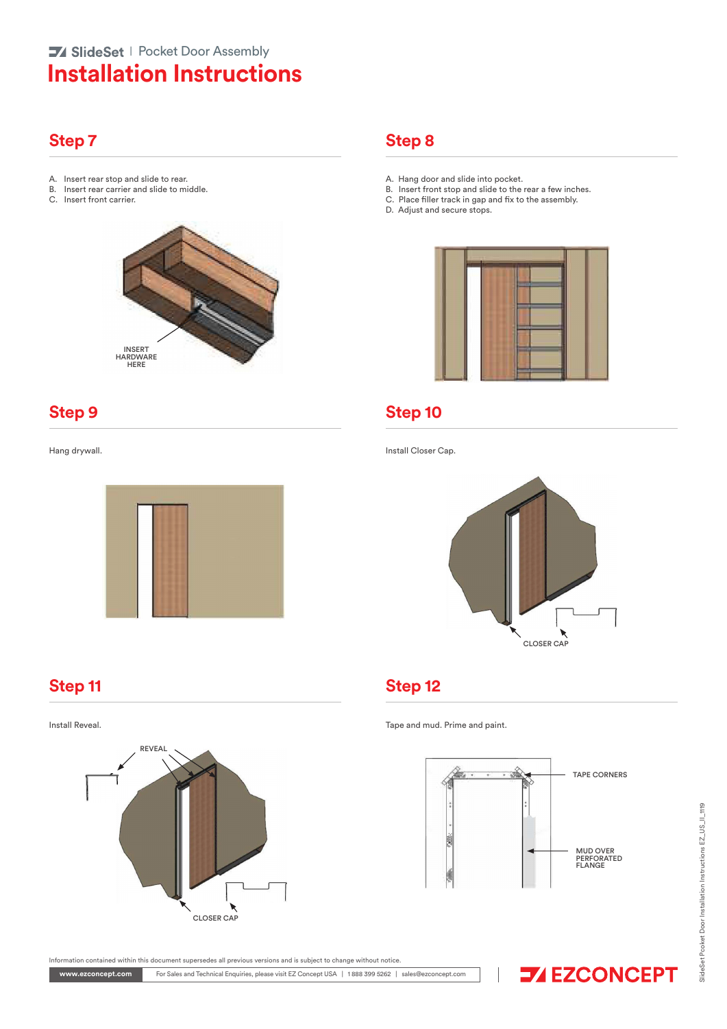SlideSet | Pocket Door Assembly

# Installation Instructions

## Step 7

A. Insert rear stop and slide to rear.
B. Insert rear carrier and slide to middle.
C. Insert front carrier.

INSERT HARDWARE HERE

## Step 8

A. Hang door and slide into pocket.
B. Insert front stop and slide to the rear a few inches.
C. Place filler track in gap and fix to the assembly.
D. Adjust and secure stops.

## Step 9

Hang drywall.

## Step 10

Install Closer Cap.

CLOSER CAP

## Step 11

Install Reveal.

REVEAL

CLOSER CAP

## Step 12

Tape and mud. Prime and paint.

TAPE CORNERS

MUD OVER PERFORATED FLANGE

Information contained within this document supersedes all previous versions and is subject to change without notice.

www.ezconcept.com | For Sales and Technical Enquiries, please visit EZ Concept USA | 1 888 399 5262 | sales@ezconcept.com

EZCONCEPT

SlideSet Pocket Door Installation Instructions EZ_US_II_1119